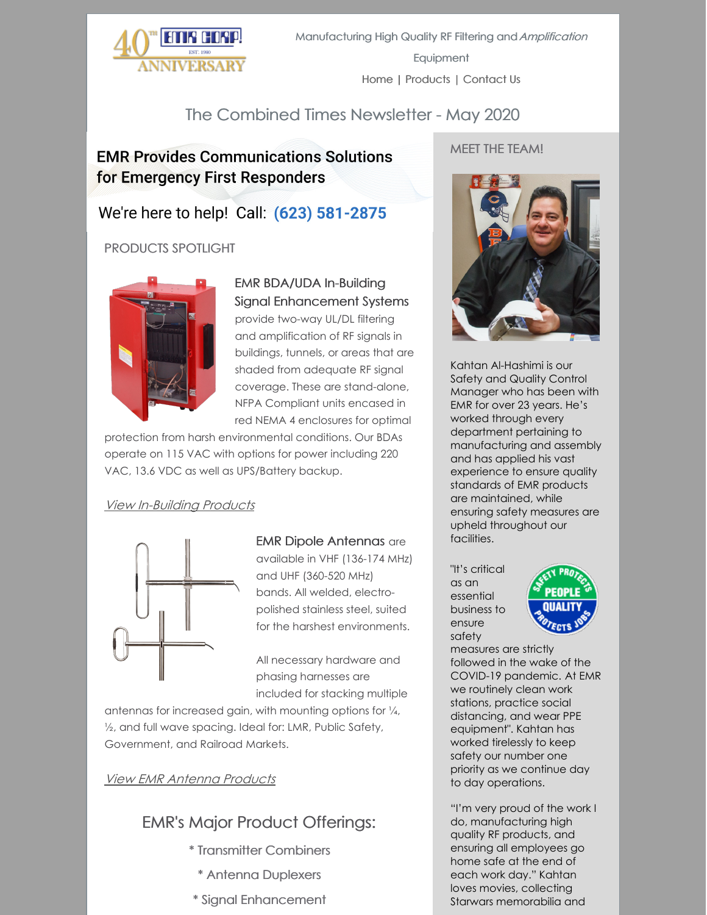Manufacturing High Quality RF Filtering and *Amplification* Equipment

Home | Products | Contact Us

# The Combined Times Newsletter - May 2020

## EMR Provides Communications Solutions for Emergency First Responders

We're here to help! Call: **(623) 581-2875**

### PRODUCTS SPOTLIGHT

**EMR BDA/UDA In-Building Signal Enhancement Systems** provide two-way UL/DL filtering and amplification of RF signals in buildings, tunnels, or areas that are shaded from adequate RF signal coverage. These are stand-alone, NFPA Compliant units encased in red NEMA 4 enclosures for optimal protection from harsh environmental conditions. Our BDAs operate on 115 VAC with options for power including 220 VAC, 13.6 VDC as well as UPS/Battery backup.

*View In-Building Products*

**EMR Dipole Antennas** are available in VHF (136-174 MHz) and UHF (360-520 MHz) bands. All welded, electro-polished stainless steel, suited for the harshest environments.

All necessary hardware and phasing harnesses are included for stacking multiple antennas for increased gain, with mounting options for ¼, ½, and full wave spacing. Ideal for: LMR, Public Safety, Government, and Railroad Markets.

*View EMR Antenna Products*

## EMR's Major Product Offerings:

* Transmitter Combiners
* Antenna Duplexers
* Signal Enhancement

### MEET THE TEAM!

Kahtan Al-Hashimi is our Safety and Quality Control Manager who has been with EMR for over 23 years. He's worked through every department pertaining to manufacturing and assembly and has applied his vast experience to ensure quality standards of EMR products are maintained, while ensuring safety measures are upheld throughout our facilities.

"It's critical as an essential business to ensure safety measures are strictly followed in the wake of the COVID-19 pandemic. At EMR we routinely clean work stations, practice social distancing, and wear PPE equipment". Kahtan has worked tirelessly to keep safety our number one priority as we continue day to day operations.

"I'm very proud of the work I do, manufacturing high quality RF products, and ensuring all employees go home safe at the end of each work day." Kahtan loves movies, collecting Starwars memorabilia and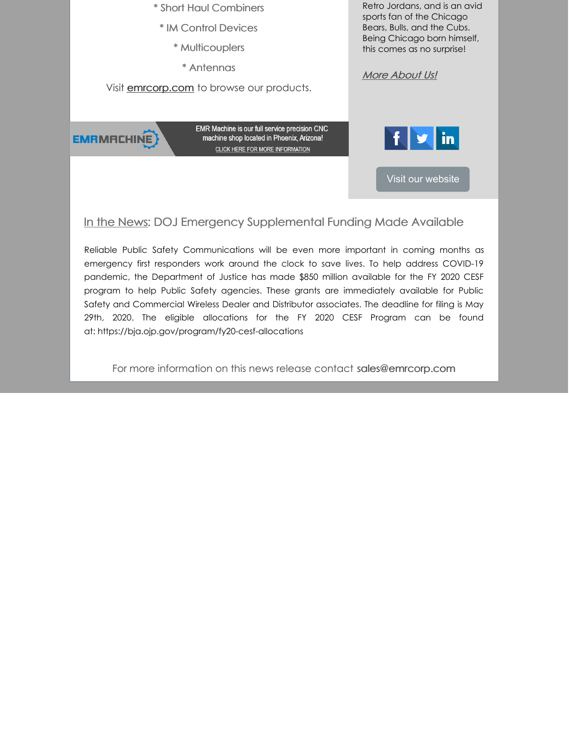* Short Haul Combiners

* IM Control Devices

* Multicouplers

* Antennas

Visit emrcorp.com to browse our products.

EMR Machine is our full service precision CNC machine shop located in Phoenix, Arizona!

CLICK HERE FOR MORE INFORMATION

Retro Jordans, and is an avid sports fan of the Chicago Bears, Bulls, and the Cubs. Being Chicago born himself, this comes as no surprise!

*More About Us!*

Visit our website

## In the News: DOJ Emergency Supplemental Funding Made Available

Reliable Public Safety Communications will be even more important in coming months as emergency first responders work around the clock to save lives. To help address COVID-19 pandemic, the Department of Justice has made $850 million available for the FY 2020 CESF program to help Public Safety agencies. These grants are immediately available for Public Safety and Commercial Wireless Dealer and Distributor associates. The deadline for filing is May 29th, 2020. The eligible allocations for the FY 2020 CESF Program can be found at: https://bja.ojp.gov/program/fy20-cesf-allocations

For more information on this news release contact sales@emrcorp.com